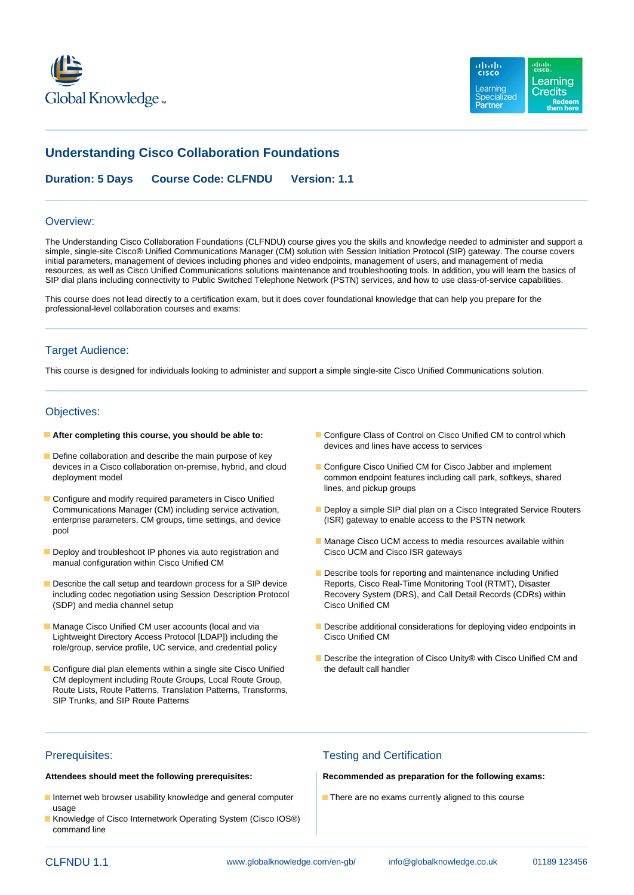# Understanding Cisco Collaboration Foundations

**Duration: 5 Days** **Course Code: CLFNDU** **Version: 1.1**

## Overview:

The Understanding Cisco Collaboration Foundations (CLFNDU) course gives you the skills and knowledge needed to administer and support a simple, single-site Cisco® Unified Communications Manager (CM) solution with Session Initiation Protocol (SIP) gateway. The course covers initial parameters, management of devices including phones and video endpoints, management of users, and management of media resources, as well as Cisco Unified Communications solutions maintenance and troubleshooting tools. In addition, you will learn the basics of SIP dial plans including connectivity to Public Switched Telephone Network (PSTN) services, and how to use class-of-service capabilities.

This course does not lead directly to a certification exam, but it does cover foundational knowledge that can help you prepare for the professional-level collaboration courses and exams:

## Target Audience:

This course is designed for individuals looking to administer and support a simple single-site Cisco Unified Communications solution.

## Objectives:

- **After completing this course, you should be able to:**
- Define collaboration and describe the main purpose of key devices in a Cisco collaboration on-premise, hybrid, and cloud deployment model
- Configure and modify required parameters in Cisco Unified Communications Manager (CM) including service activation, enterprise parameters, CM groups, time settings, and device pool
- Deploy and troubleshoot IP phones via auto registration and manual configuration within Cisco Unified CM
- Describe the call setup and teardown process for a SIP device including codec negotiation using Session Description Protocol (SDP) and media channel setup
- Manage Cisco Unified CM user accounts (local and via Lightweight Directory Access Protocol [LDAP]) including the role/group, service profile, UC service, and credential policy
- Configure dial plan elements within a single site Cisco Unified CM deployment including Route Groups, Local Route Group, Route Lists, Route Patterns, Translation Patterns, Transforms, SIP Trunks, and SIP Route Patterns
- Configure Class of Control on Cisco Unified CM to control which devices and lines have access to services
- Configure Cisco Unified CM for Cisco Jabber and implement common endpoint features including call park, softkeys, shared lines, and pickup groups
- Deploy a simple SIP dial plan on a Cisco Integrated Service Routers (ISR) gateway to enable access to the PSTN network
- Manage Cisco UCM access to media resources available within Cisco UCM and Cisco ISR gateways
- Describe tools for reporting and maintenance including Unified Reports, Cisco Real-Time Monitoring Tool (RTMT), Disaster Recovery System (DRS), and Call Detail Records (CDRs) within Cisco Unified CM
- Describe additional considerations for deploying video endpoints in Cisco Unified CM
- Describe the integration of Cisco Unity® with Cisco Unified CM and the default call handler

## Prerequisites:

**Attendees should meet the following prerequisites:**

- Internet web browser usability knowledge and general computer usage
- Knowledge of Cisco Internetwork Operating System (Cisco IOS®) command line

## Testing and Certification

**Recommended as preparation for the following exams:**

- There are no exams currently aligned to this course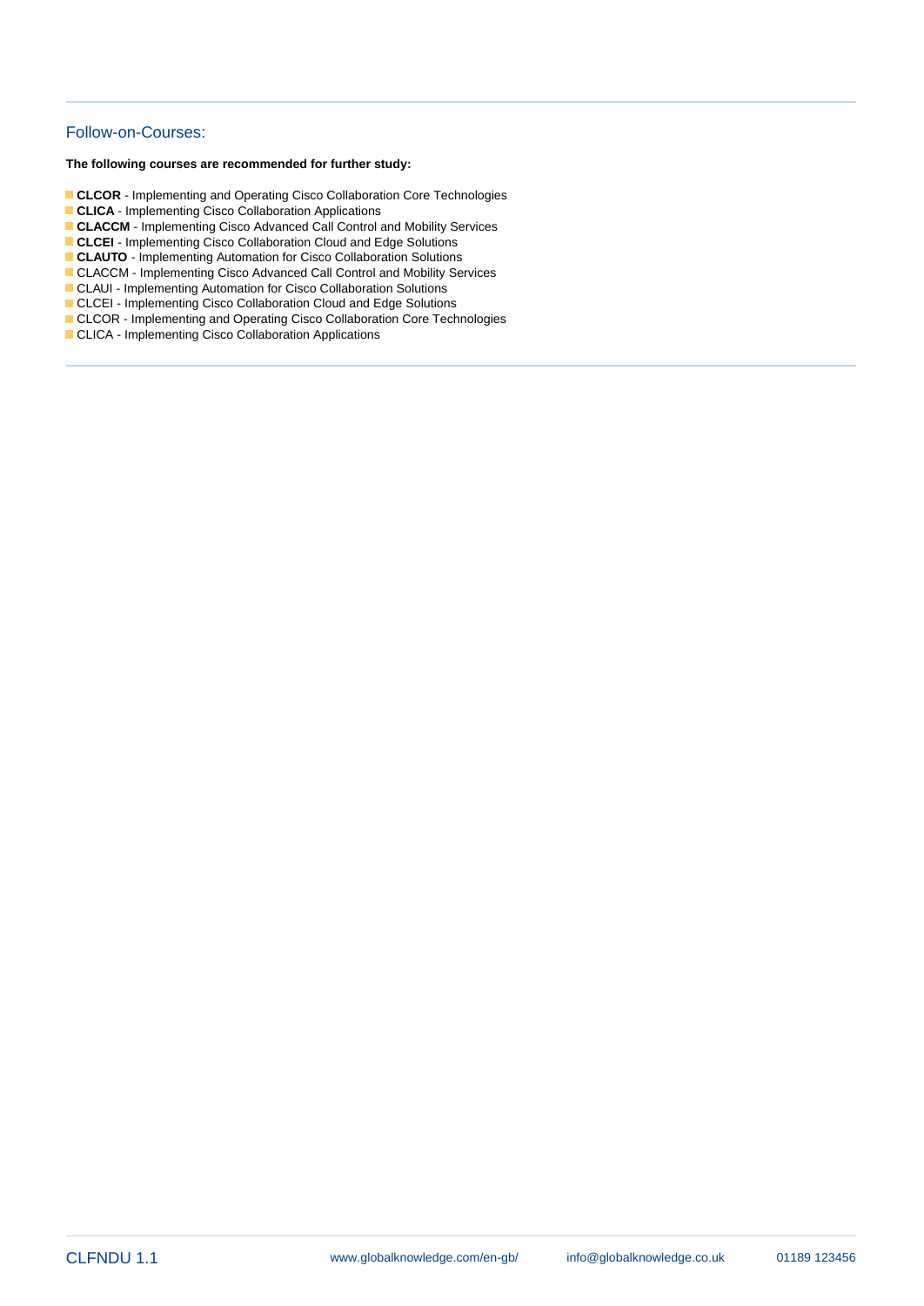## Follow-on-Courses:

**The following courses are recommended for further study:**

- **CLCOR** - Implementing and Operating Cisco Collaboration Core Technologies
- **CLICA** - Implementing Cisco Collaboration Applications
- **CLACCM** - Implementing Cisco Advanced Call Control and Mobility Services
- **CLCEI** - Implementing Cisco Collaboration Cloud and Edge Solutions
- **CLAUTO** - Implementing Automation for Cisco Collaboration Solutions
- CLACCM - Implementing Cisco Advanced Call Control and Mobility Services
- CLAUI - Implementing Automation for Cisco Collaboration Solutions
- CLCEI - Implementing Cisco Collaboration Cloud and Edge Solutions
- CLCOR - Implementing and Operating Cisco Collaboration Core Technologies
- CLICA - Implementing Cisco Collaboration Applications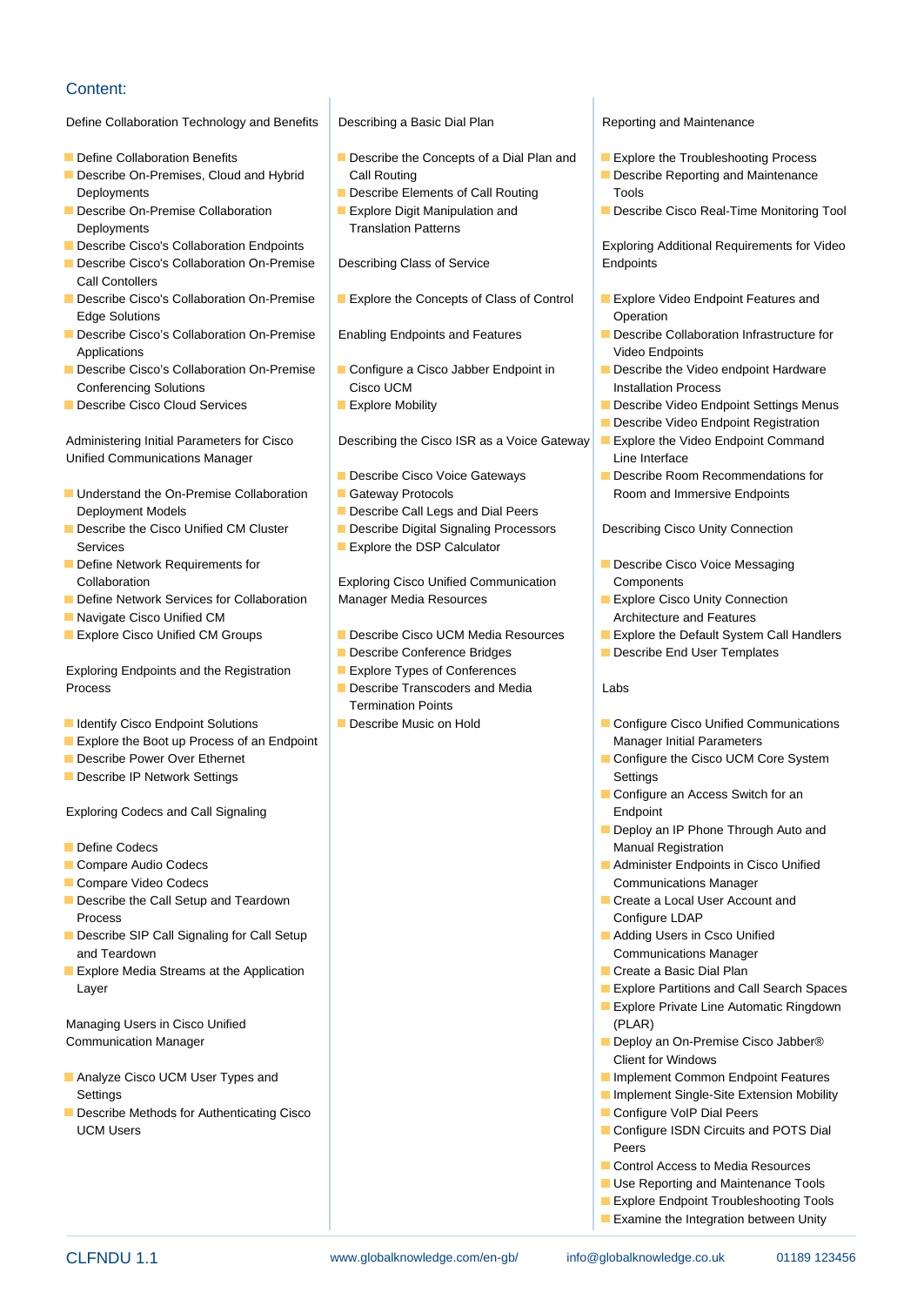## Content:

Define Collaboration Technology and Benefits

- Define Collaboration Benefits
- Describe On-Premises, Cloud and Hybrid Deployments
- Describe On-Premise Collaboration Deployments
- Describe Cisco's Collaboration Endpoints
- Describe Cisco's Collaboration On-Premise Call Contollers
- Describe Cisco's Collaboration On-Premise Edge Solutions
- Describe Cisco's Collaboration On-Premise Applications
- Describe Cisco's Collaboration On-Premise Conferencing Solutions
- Describe Cisco Cloud Services

Administering Initial Parameters for Cisco Unified Communications Manager

- Understand the On-Premise Collaboration Deployment Models
- Describe the Cisco Unified CM Cluster Services
- Define Network Requirements for Collaboration
- Define Network Services for Collaboration
- Navigate Cisco Unified CM
- Explore Cisco Unified CM Groups

Exploring Endpoints and the Registration Process

- Identify Cisco Endpoint Solutions
- Explore the Boot up Process of an Endpoint
- Describe Power Over Ethernet
- Describe IP Network Settings

Exploring Codecs and Call Signaling

- Define Codecs
- Compare Audio Codecs
- Compare Video Codecs
- Describe the Call Setup and Teardown Process
- Describe SIP Call Signaling for Call Setup and Teardown
- Explore Media Streams at the Application Layer

Managing Users in Cisco Unified Communication Manager

- Analyze Cisco UCM User Types and Settings
- Describe Methods for Authenticating Cisco UCM Users

Describing a Basic Dial Plan

- Describe the Concepts of a Dial Plan and Call Routing
- Describe Elements of Call Routing
- Explore Digit Manipulation and Translation Patterns

Describing Class of Service

- Explore the Concepts of Class of Control

Enabling Endpoints and Features

- Configure a Cisco Jabber Endpoint in Cisco UCM
- Explore Mobility

Describing the Cisco ISR as a Voice Gateway

- Describe Cisco Voice Gateways
- Gateway Protocols
- Describe Call Legs and Dial Peers
- Describe Digital Signaling Processors
- Explore the DSP Calculator

Exploring Cisco Unified Communication Manager Media Resources

- Describe Cisco UCM Media Resources
- Describe Conference Bridges
- Explore Types of Conferences
- Describe Transcoders and Media Termination Points
- Describe Music on Hold

Reporting and Maintenance

- Explore the Troubleshooting Process
- Describe Reporting and Maintenance Tools
- Describe Cisco Real-Time Monitoring Tool

Exploring Additional Requirements for Video Endpoints

- Explore Video Endpoint Features and Operation
- Describe Collaboration Infrastructure for Video Endpoints
- Describe the Video endpoint Hardware Installation Process
- Describe Video Endpoint Settings Menus
- Describe Video Endpoint Registration
- Explore the Video Endpoint Command Line Interface
- Describe Room Recommendations for Room and Immersive Endpoints

Describing Cisco Unity Connection

- Describe Cisco Voice Messaging Components
- Explore Cisco Unity Connection Architecture and Features
- Explore the Default System Call Handlers
- Describe End User Templates

Labs

- Configure Cisco Unified Communications Manager Initial Parameters
- Configure the Cisco UCM Core System Settings
- Configure an Access Switch for an Endpoint
- Deploy an IP Phone Through Auto and Manual Registration
- Administer Endpoints in Cisco Unified Communications Manager
- Create a Local User Account and Configure LDAP
- Adding Users in Csco Unified Communications Manager
- Create a Basic Dial Plan
- Explore Partitions and Call Search Spaces
- Explore Private Line Automatic Ringdown (PLAR)
- Deploy an On-Premise Cisco Jabber® Client for Windows
- Implement Common Endpoint Features
- Implement Single-Site Extension Mobility
- Configure VoIP Dial Peers
- Configure ISDN Circuits and POTS Dial Peers
- Control Access to Media Resources
- Use Reporting and Maintenance Tools
- Explore Endpoint Troubleshooting Tools
- Examine the Integration between Unity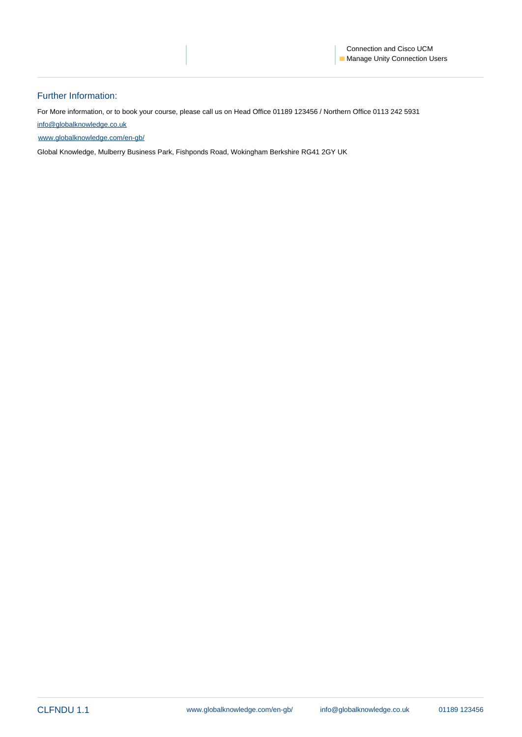Connection and Cisco UCM

- Manage Unity Connection Users

## Further Information:

For More information, or to book your course, please call us on Head Office 01189 123456 / Northern Office 0113 242 5931

info@globalknowledge.co.uk

www.globalknowledge.com/en-gb/

Global Knowledge, Mulberry Business Park, Fishponds Road, Wokingham Berkshire RG41 2GY UK